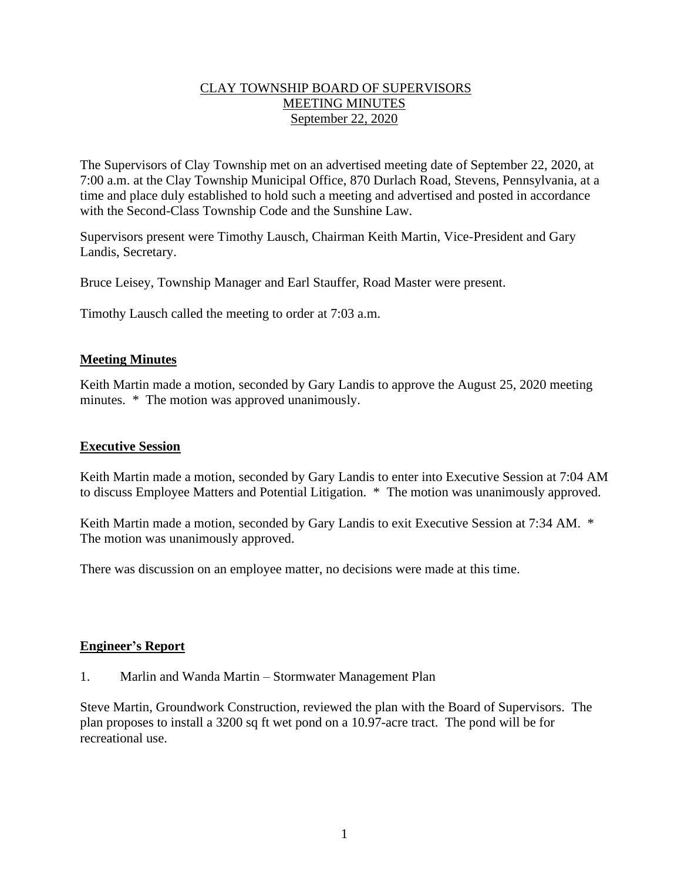# CLAY TOWNSHIP BOARD OF SUPERVISORS
## MEETING MINUTES
### September 22, 2020

The Supervisors of Clay Township met on an advertised meeting date of September 22, 2020, at 7:00 a.m. at the Clay Township Municipal Office, 870 Durlach Road, Stevens, Pennsylvania, at a time and place duly established to hold such a meeting and advertised and posted in accordance with the Second-Class Township Code and the Sunshine Law.

Supervisors present were Timothy Lausch, Chairman Keith Martin, Vice-President and Gary Landis, Secretary.

Bruce Leisey, Township Manager and Earl Stauffer, Road Master were present.

Timothy Lausch called the meeting to order at 7:03 a.m.

**Meeting Minutes**

Keith Martin made a motion, seconded by Gary Landis to approve the August 25, 2020 meeting minutes. * The motion was approved unanimously.

**Executive Session**

Keith Martin made a motion, seconded by Gary Landis to enter into Executive Session at 7:04 AM to discuss Employee Matters and Potential Litigation. * The motion was unanimously approved.

Keith Martin made a motion, seconded by Gary Landis to exit Executive Session at 7:34 AM. * The motion was unanimously approved.

There was discussion on an employee matter, no decisions were made at this time.

**Engineer's Report**

1. Marlin and Wanda Martin – Stormwater Management Plan

Steve Martin, Groundwork Construction, reviewed the plan with the Board of Supervisors. The plan proposes to install a 3200 sq ft wet pond on a 10.97-acre tract. The pond will be for recreational use.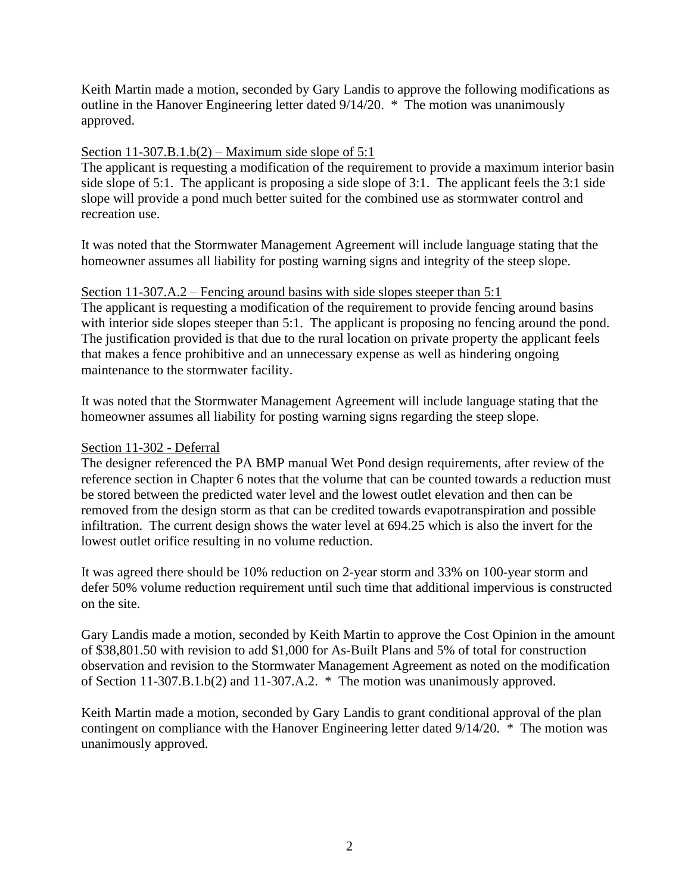Keith Martin made a motion, seconded by Gary Landis to approve the following modifications as outline in the Hanover Engineering letter dated 9/14/20. * The motion was unanimously approved.

<u>Section 11-307.B.1.b(2) – Maximum side slope of 5:1</u>

The applicant is requesting a modification of the requirement to provide a maximum interior basin side slope of 5:1. The applicant is proposing a side slope of 3:1. The applicant feels the 3:1 side slope will provide a pond much better suited for the combined use as stormwater control and recreation use.

It was noted that the Stormwater Management Agreement will include language stating that the homeowner assumes all liability for posting warning signs and integrity of the steep slope.

<u>Section 11-307.A.2 – Fencing around basins with side slopes steeper than 5:1</u>

The applicant is requesting a modification of the requirement to provide fencing around basins with interior side slopes steeper than 5:1. The applicant is proposing no fencing around the pond. The justification provided is that due to the rural location on private property the applicant feels that makes a fence prohibitive and an unnecessary expense as well as hindering ongoing maintenance to the stormwater facility.

It was noted that the Stormwater Management Agreement will include language stating that the homeowner assumes all liability for posting warning signs regarding the steep slope.

<u>Section 11-302 - Deferral</u>

The designer referenced the PA BMP manual Wet Pond design requirements, after review of the reference section in Chapter 6 notes that the volume that can be counted towards a reduction must be stored between the predicted water level and the lowest outlet elevation and then can be removed from the design storm as that can be credited towards evapotranspiration and possible infiltration. The current design shows the water level at 694.25 which is also the invert for the lowest outlet orifice resulting in no volume reduction.

It was agreed there should be 10% reduction on 2-year storm and 33% on 100-year storm and defer 50% volume reduction requirement until such time that additional impervious is constructed on the site.

Gary Landis made a motion, seconded by Keith Martin to approve the Cost Opinion in the amount of $38,801.50 with revision to add $1,000 for As-Built Plans and 5% of total for construction observation and revision to the Stormwater Management Agreement as noted on the modification of Section 11-307.B.1.b(2) and 11-307.A.2. * The motion was unanimously approved.

Keith Martin made a motion, seconded by Gary Landis to grant conditional approval of the plan contingent on compliance with the Hanover Engineering letter dated 9/14/20. * The motion was unanimously approved.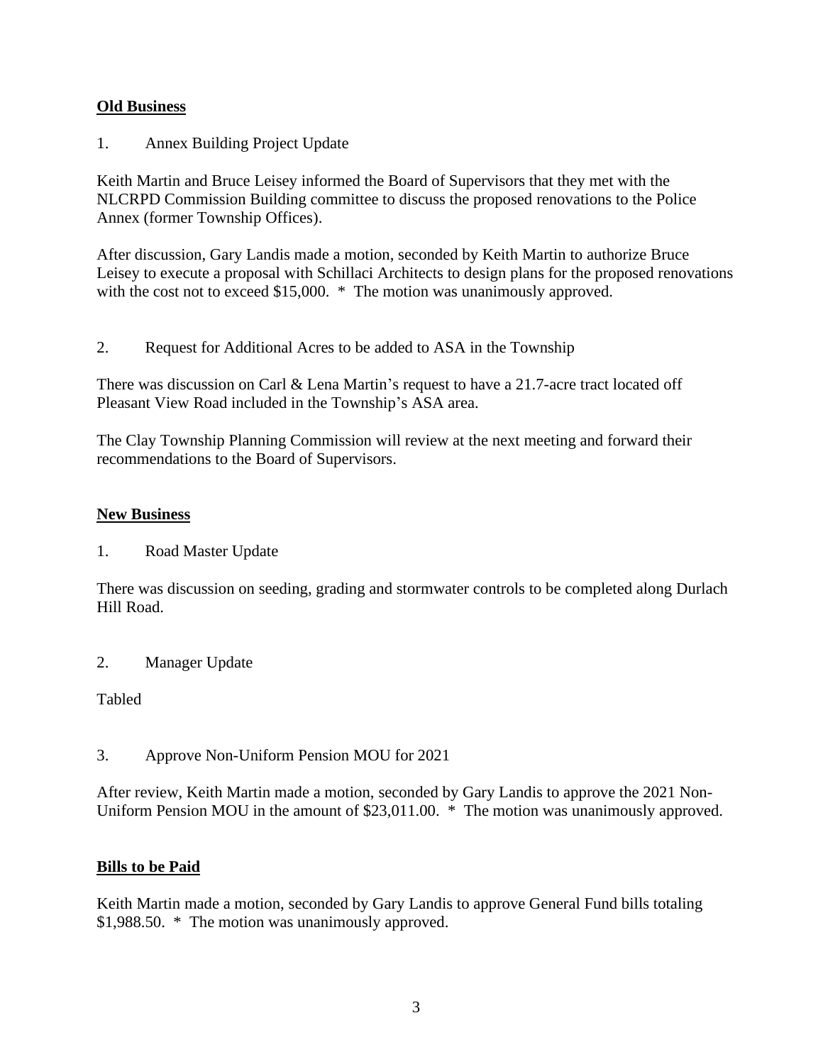**Old Business**

1. Annex Building Project Update

Keith Martin and Bruce Leisey informed the Board of Supervisors that they met with the NLCRPD Commission Building committee to discuss the proposed renovations to the Police Annex (former Township Offices).

After discussion, Gary Landis made a motion, seconded by Keith Martin to authorize Bruce Leisey to execute a proposal with Schillaci Architects to design plans for the proposed renovations with the cost not to exceed $15,000. * The motion was unanimously approved.

2. Request for Additional Acres to be added to ASA in the Township

There was discussion on Carl & Lena Martin's request to have a 21.7-acre tract located off Pleasant View Road included in the Township's ASA area.

The Clay Township Planning Commission will review at the next meeting and forward their recommendations to the Board of Supervisors.

**New Business**

1. Road Master Update

There was discussion on seeding, grading and stormwater controls to be completed along Durlach Hill Road.

2. Manager Update

Tabled

3. Approve Non-Uniform Pension MOU for 2021

After review, Keith Martin made a motion, seconded by Gary Landis to approve the 2021 Non-Uniform Pension MOU in the amount of $23,011.00. * The motion was unanimously approved.

**Bills to be Paid**

Keith Martin made a motion, seconded by Gary Landis to approve General Fund bills totaling $1,988.50. * The motion was unanimously approved.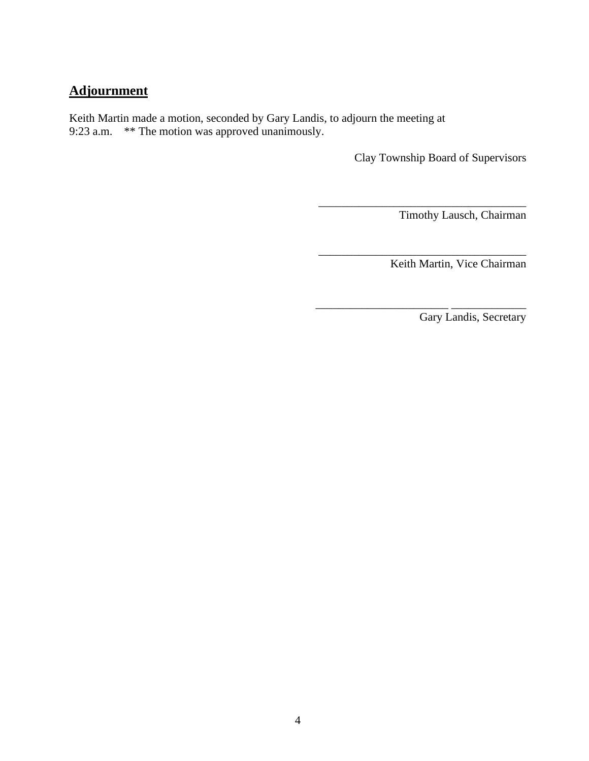## Adjournment

Keith Martin made a motion, seconded by Gary Landis, to adjourn the meeting at 9:23 a.m. ** The motion was approved unanimously.

Clay Township Board of Supervisors

_____________________________________
Timothy Lausch, Chairman

_____________________________________
Keith Martin, Vice Chairman

_______________________ _____________
Gary Landis, Secretary